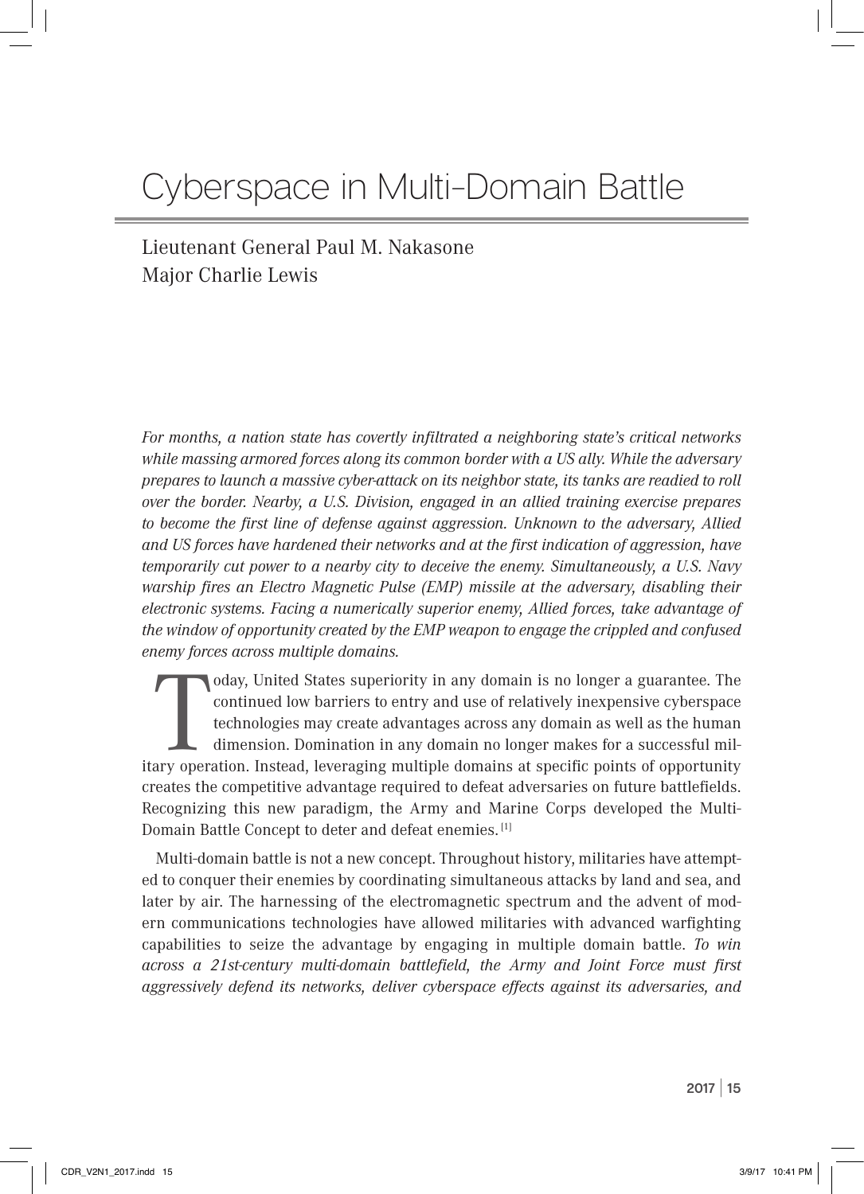# Cyberspace in Multi-Domain Battle

Lieutenant General Paul M. Nakasone
Major Charlie Lewis

*For months, a nation state has covertly infiltrated a neighboring state's critical networks while massing armored forces along its common border with a US ally. While the adversary prepares to launch a massive cyber-attack on its neighbor state, its tanks are readied to roll over the border. Nearby, a U.S. Division, engaged in an allied training exercise prepares to become the first line of defense against aggression. Unknown to the adversary, Allied and US forces have hardened their networks and at the first indication of aggression, have temporarily cut power to a nearby city to deceive the enemy. Simultaneously, a U.S. Navy warship fires an Electro Magnetic Pulse (EMP) missile at the adversary, disabling their electronic systems. Facing a numerically superior enemy, Allied forces, take advantage of the window of opportunity created by the EMP weapon to engage the crippled and confused enemy forces across multiple domains.*

Today, United States superiority in any domain is no longer a guarantee. The continued low barriers to entry and use of relatively inexpensive cyberspace technologies may create advantages across any domain as well as the human dimension. Domination in any domain no longer makes for a successful military operation. Instead, leveraging multiple domains at specific points of opportunity creates the competitive advantage required to defeat adversaries on future battlefields. Recognizing this new paradigm, the Army and Marine Corps developed the Multi-Domain Battle Concept to deter and defeat enemies. [1]

Multi-domain battle is not a new concept. Throughout history, militaries have attempted to conquer their enemies by coordinating simultaneous attacks by land and sea, and later by air. The harnessing of the electromagnetic spectrum and the advent of modern communications technologies have allowed militaries with advanced warfighting capabilities to seize the advantage by engaging in multiple domain battle. *To win across a 21st-century multi-domain battlefield, the Army and Joint Force must first aggressively defend its networks, deliver cyberspace effects against its adversaries, and*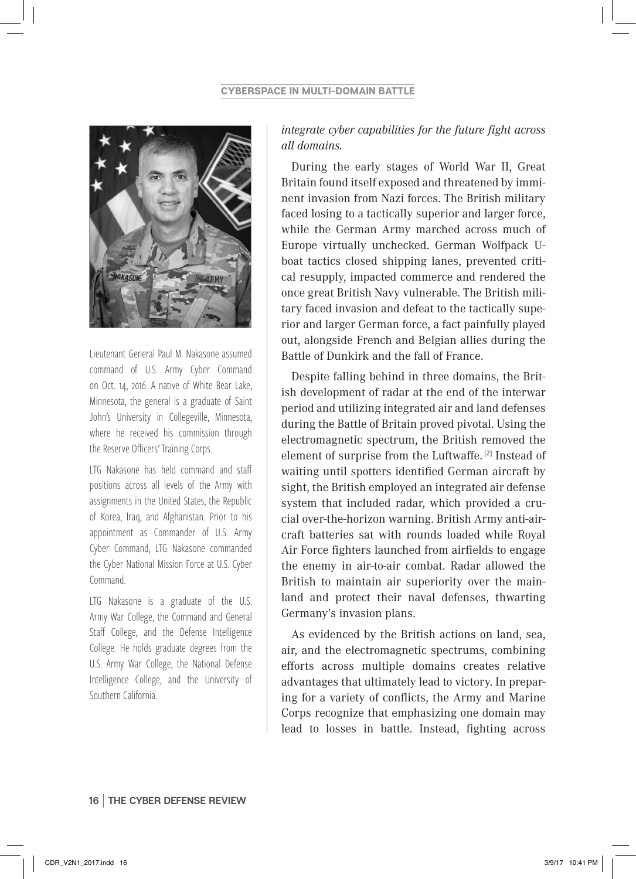Lieutenant General Paul M. Nakasone assumed command of U.S. Army Cyber Command on Oct. 14, 2016. A native of White Bear Lake, Minnesota, the general is a graduate of Saint John's University in Collegeville, Minnesota, where he received his commission through the Reserve Officers' Training Corps.

LTG Nakasone has held command and staff positions across all levels of the Army with assignments in the United States, the Republic of Korea, Iraq, and Afghanistan. Prior to his appointment as Commander of U.S. Army Cyber Command, LTG Nakasone commanded the Cyber National Mission Force at U.S. Cyber Command.

LTG Nakasone is a graduate of the U.S. Army War College, the Command and General Staff College, and the Defense Intelligence College. He holds graduate degrees from the U.S. Army War College, the National Defense Intelligence College, and the University of Southern California.

*integrate cyber capabilities for the future fight across all domains.*

During the early stages of World War II, Great Britain found itself exposed and threatened by imminent invasion from Nazi forces. The British military faced losing to a tactically superior and larger force, while the German Army marched across much of Europe virtually unchecked. German Wolfpack U-boat tactics closed shipping lanes, prevented critical resupply, impacted commerce and rendered the once great British Navy vulnerable. The British military faced invasion and defeat to the tactically superior and larger German force, a fact painfully played out, alongside French and Belgian allies during the Battle of Dunkirk and the fall of France.

Despite falling behind in three domains, the British development of radar at the end of the interwar period and utilizing integrated air and land defenses during the Battle of Britain proved pivotal. Using the electromagnetic spectrum, the British removed the element of surprise from the Luftwaffe. [2] Instead of waiting until spotters identified German aircraft by sight, the British employed an integrated air defense system that included radar, which provided a crucial over-the-horizon warning. British Army anti-aircraft batteries sat with rounds loaded while Royal Air Force fighters launched from airfields to engage the enemy in air-to-air combat. Radar allowed the British to maintain air superiority over the mainland and protect their naval defenses, thwarting Germany's invasion plans.

As evidenced by the British actions on land, sea, air, and the electromagnetic spectrums, combining efforts across multiple domains creates relative advantages that ultimately lead to victory. In preparing for a variety of conflicts, the Army and Marine Corps recognize that emphasizing one domain may lead to losses in battle. Instead, fighting across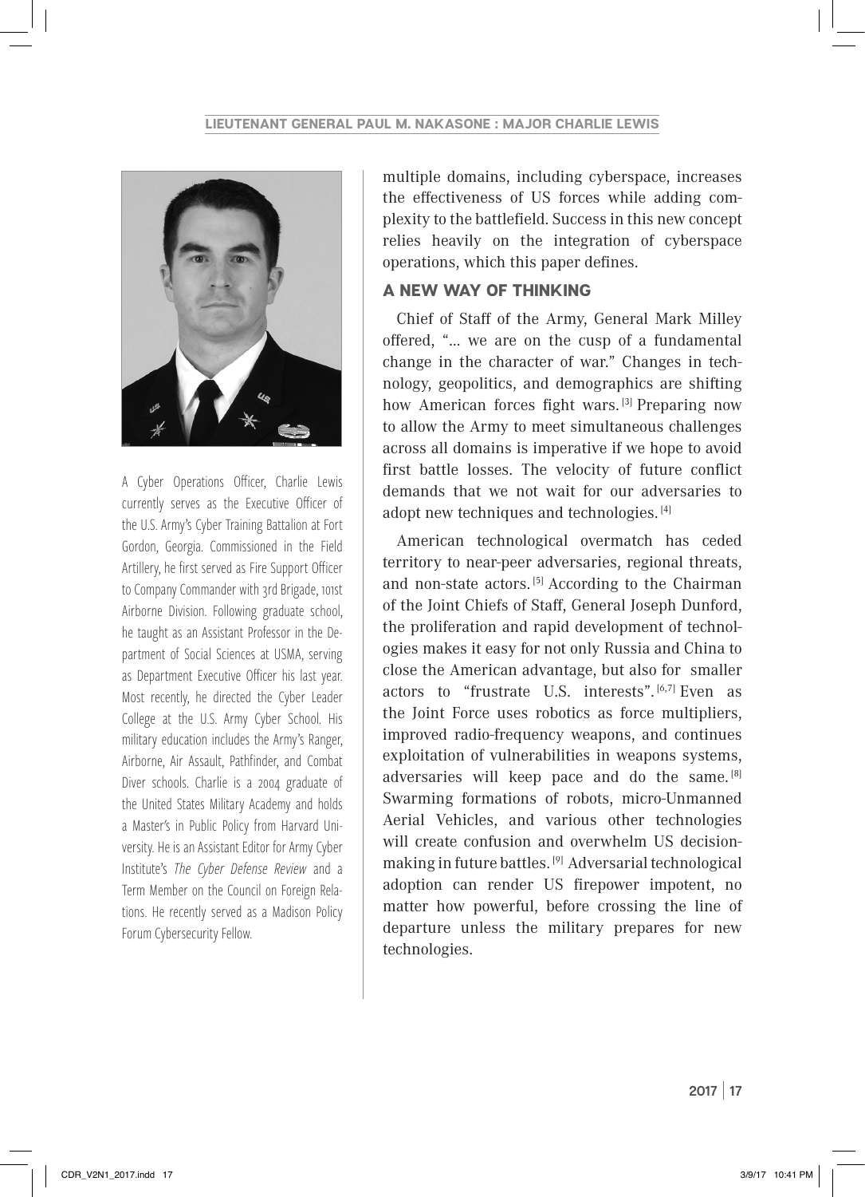A Cyber Operations Officer, Charlie Lewis currently serves as the Executive Officer of the U.S. Army's Cyber Training Battalion at Fort Gordon, Georgia. Commissioned in the Field Artillery, he first served as Fire Support Officer to Company Commander with 3rd Brigade, 101st Airborne Division. Following graduate school, he taught as an Assistant Professor in the Department of Social Sciences at USMA, serving as Department Executive Officer his last year. Most recently, he directed the Cyber Leader College at the U.S. Army Cyber School. His military education includes the Army's Ranger, Airborne, Air Assault, Pathfinder, and Combat Diver schools. Charlie is a 2004 graduate of the United States Military Academy and holds a Master's in Public Policy from Harvard University. He is an Assistant Editor for Army Cyber Institute's *The Cyber Defense Review* and a Term Member on the Council on Foreign Relations. He recently served as a Madison Policy Forum Cybersecurity Fellow.

multiple domains, including cyberspace, increases the effectiveness of US forces while adding complexity to the battlefield. Success in this new concept relies heavily on the integration of cyberspace operations, which this paper defines.

## A NEW WAY OF THINKING

Chief of Staff of the Army, General Mark Milley offered, "... we are on the cusp of a fundamental change in the character of war." Changes in technology, geopolitics, and demographics are shifting how American forces fight wars.[3] Preparing now to allow the Army to meet simultaneous challenges across all domains is imperative if we hope to avoid first battle losses. The velocity of future conflict demands that we not wait for our adversaries to adopt new techniques and technologies.[4]

American technological overmatch has ceded territory to near-peer adversaries, regional threats, and non-state actors.[5] According to the Chairman of the Joint Chiefs of Staff, General Joseph Dunford, the proliferation and rapid development of technologies makes it easy for not only Russia and China to close the American advantage, but also for smaller actors to "frustrate U.S. interests".[6,7] Even as the Joint Force uses robotics as force multipliers, improved radio-frequency weapons, and continues exploitation of vulnerabilities in weapons systems, adversaries will keep pace and do the same.[8] Swarming formations of robots, micro-Unmanned Aerial Vehicles, and various other technologies will create confusion and overwhelm US decision-making in future battles.[9] Adversarial technological adoption can render US firepower impotent, no matter how powerful, before crossing the line of departure unless the military prepares for new technologies.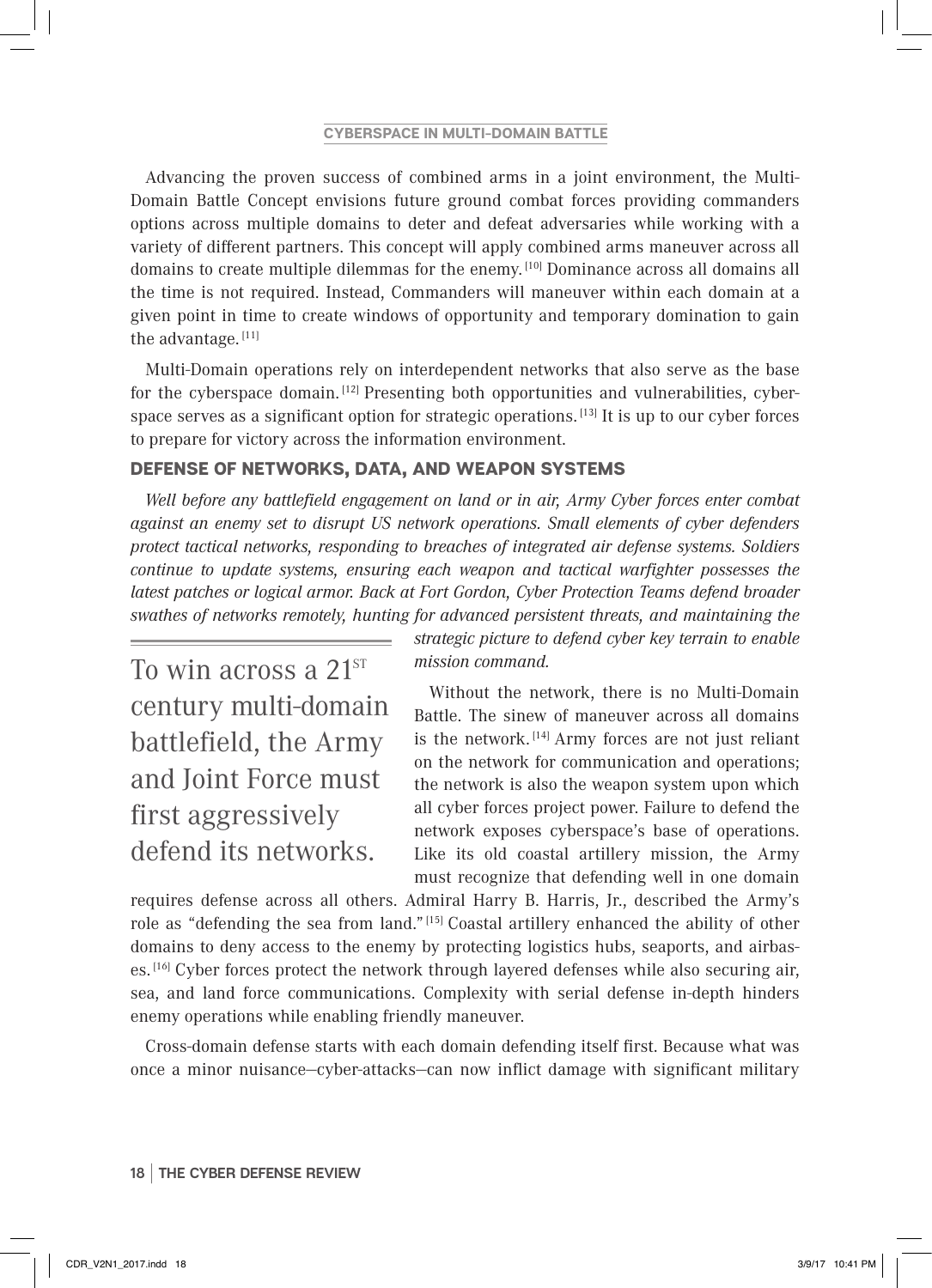Advancing the proven success of combined arms in a joint environment, the Multi-Domain Battle Concept envisions future ground combat forces providing commanders options across multiple domains to deter and defeat adversaries while working with a variety of different partners. This concept will apply combined arms maneuver across all domains to create multiple dilemmas for the enemy.[10] Dominance across all domains all the time is not required. Instead, Commanders will maneuver within each domain at a given point in time to create windows of opportunity and temporary domination to gain the advantage.[11]

Multi-Domain operations rely on interdependent networks that also serve as the base for the cyberspace domain.[12] Presenting both opportunities and vulnerabilities, cyberspace serves as a significant option for strategic operations.[13] It is up to our cyber forces to prepare for victory across the information environment.

## DEFENSE OF NETWORKS, DATA, AND WEAPON SYSTEMS

*Well before any battlefield engagement on land or in air, Army Cyber forces enter combat against an enemy set to disrupt US network operations. Small elements of cyber defenders protect tactical networks, responding to breaches of integrated air defense systems. Soldiers continue to update systems, ensuring each weapon and tactical warfighter possesses the latest patches or logical armor. Back at Fort Gordon, Cyber Protection Teams defend broader swathes of networks remotely, hunting for advanced persistent threats, and maintaining the strategic picture to defend cyber key terrain to enable mission command.*

> To win across a 21st century multi-domain battlefield, the Army and Joint Force must first aggressively defend its networks.

Without the network, there is no Multi-Domain Battle. The sinew of maneuver across all domains is the network.[14] Army forces are not just reliant on the network for communication and operations; the network is also the weapon system upon which all cyber forces project power. Failure to defend the network exposes cyberspace's base of operations. Like its old coastal artillery mission, the Army must recognize that defending well in one domain requires defense across all others. Admiral Harry B. Harris, Jr., described the Army's role as "defending the sea from land."[15] Coastal artillery enhanced the ability of other domains to deny access to the enemy by protecting logistics hubs, seaports, and airbases.[16] Cyber forces protect the network through layered defenses while also securing air, sea, and land force communications. Complexity with serial defense in-depth hinders enemy operations while enabling friendly maneuver.

Cross-domain defense starts with each domain defending itself first. Because what was once a minor nuisance—cyber-attacks—can now inflict damage with significant military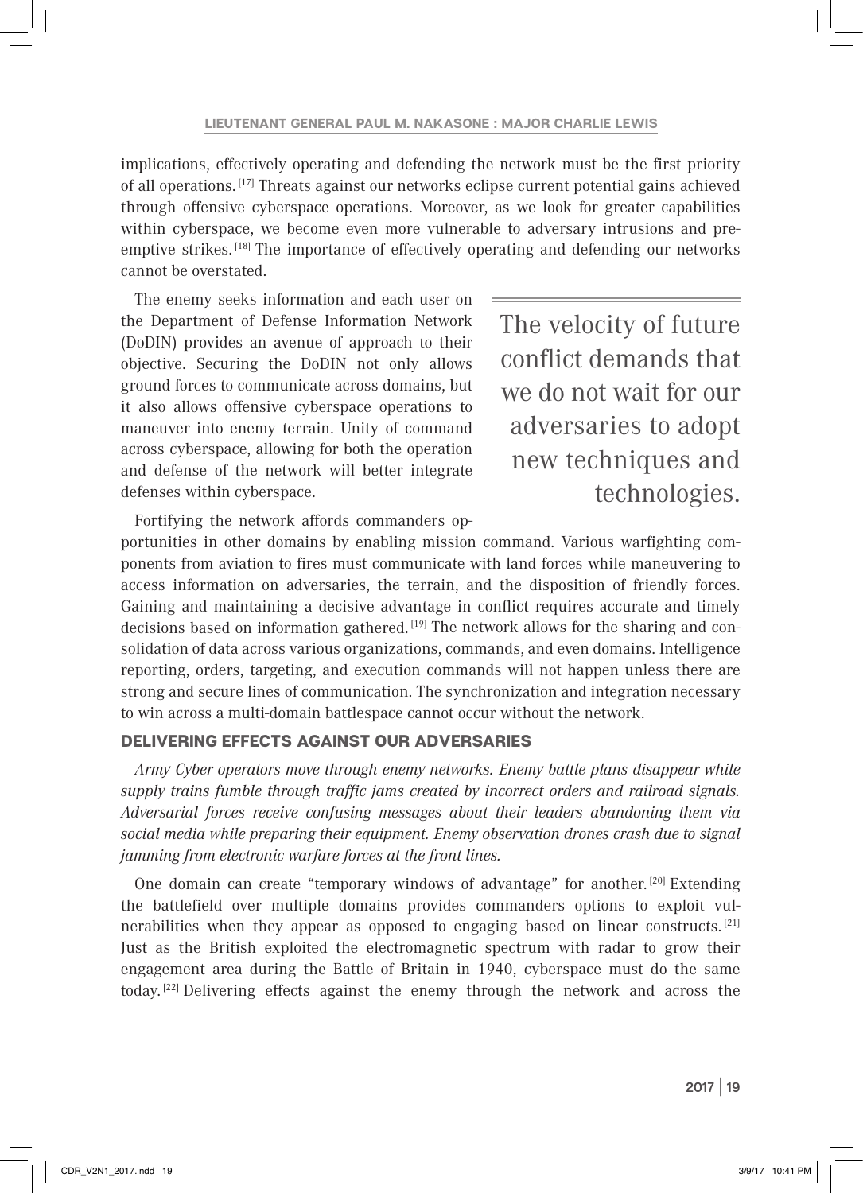implications, effectively operating and defending the network must be the first priority of all operations.[17] Threats against our networks eclipse current potential gains achieved through offensive cyberspace operations. Moreover, as we look for greater capabilities within cyberspace, we become even more vulnerable to adversary intrusions and preemptive strikes.[18] The importance of effectively operating and defending our networks cannot be overstated.

The enemy seeks information and each user on the Department of Defense Information Network (DoDIN) provides an avenue of approach to their objective. Securing the DoDIN not only allows ground forces to communicate across domains, but it also allows offensive cyberspace operations to maneuver into enemy terrain. Unity of command across cyberspace, allowing for both the operation and defense of the network will better integrate defenses within cyberspace.

> The velocity of future conflict demands that we do not wait for our adversaries to adopt new techniques and technologies.

Fortifying the network affords commanders opportunities in other domains by enabling mission command. Various warfighting components from aviation to fires must communicate with land forces while maneuvering to access information on adversaries, the terrain, and the disposition of friendly forces. Gaining and maintaining a decisive advantage in conflict requires accurate and timely decisions based on information gathered.[19] The network allows for the sharing and consolidation of data across various organizations, commands, and even domains. Intelligence reporting, orders, targeting, and execution commands will not happen unless there are strong and secure lines of communication. The synchronization and integration necessary to win across a multi-domain battlespace cannot occur without the network.

## DELIVERING EFFECTS AGAINST OUR ADVERSARIES

*Army Cyber operators move through enemy networks. Enemy battle plans disappear while supply trains fumble through traffic jams created by incorrect orders and railroad signals. Adversarial forces receive confusing messages about their leaders abandoning them via social media while preparing their equipment. Enemy observation drones crash due to signal jamming from electronic warfare forces at the front lines.*

One domain can create "temporary windows of advantage" for another.[20] Extending the battlefield over multiple domains provides commanders options to exploit vulnerabilities when they appear as opposed to engaging based on linear constructs.[21] Just as the British exploited the electromagnetic spectrum with radar to grow their engagement area during the Battle of Britain in 1940, cyberspace must do the same today.[22] Delivering effects against the enemy through the network and across the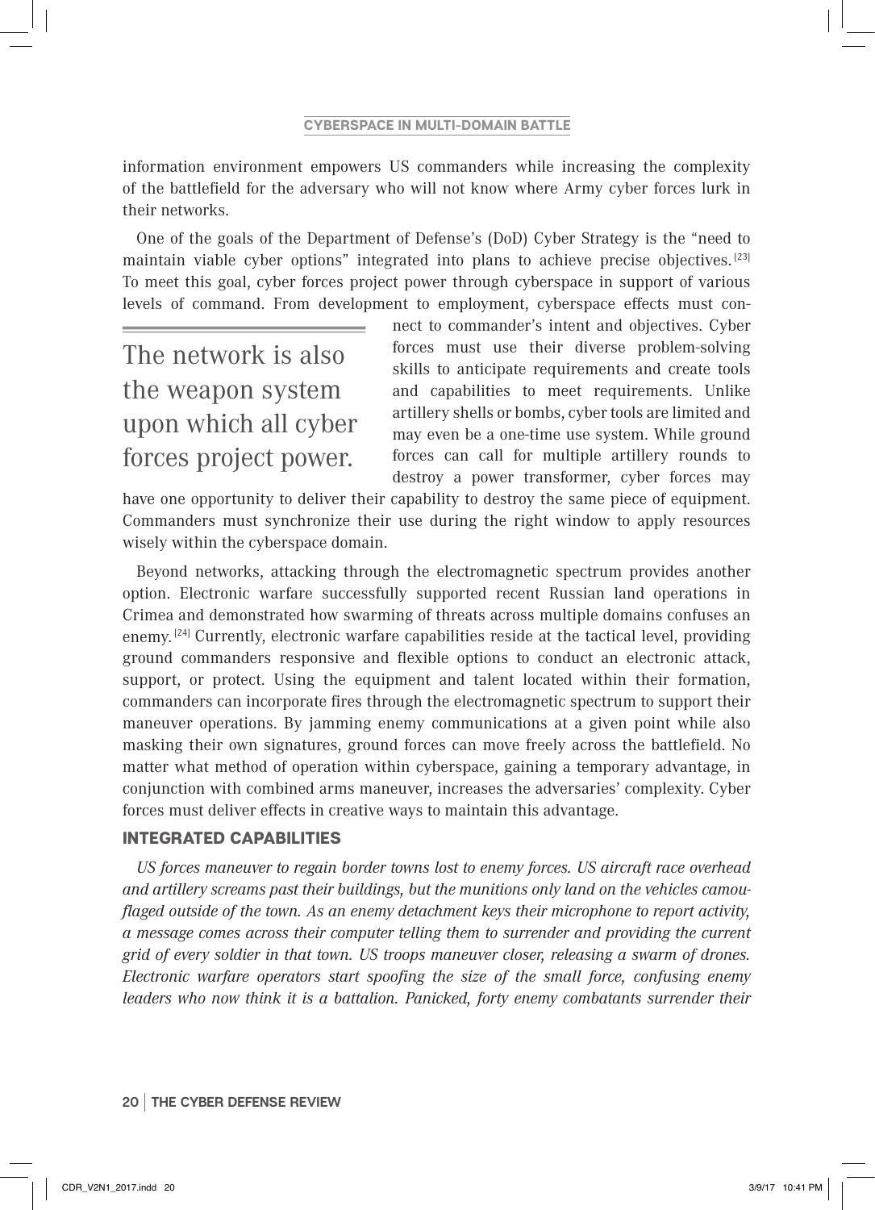information environment empowers US commanders while increasing the complexity of the battlefield for the adversary who will not know where Army cyber forces lurk in their networks.

One of the goals of the Department of Defense's (DoD) Cyber Strategy is the "need to maintain viable cyber options" integrated into plans to achieve precise objectives.[23] To meet this goal, cyber forces project power through cyberspace in support of various levels of command. From development to employment, cyberspace effects must connect to commander's intent and objectives. Cyber forces must use their diverse problem-solving skills to anticipate requirements and create tools and capabilities to meet requirements. Unlike artillery shells or bombs, cyber tools are limited and may even be a one-time use system. While ground forces can call for multiple artillery rounds to destroy a power transformer, cyber forces may have one opportunity to deliver their capability to destroy the same piece of equipment. Commanders must synchronize their use during the right window to apply resources wisely within the cyberspace domain.

> The network is also the weapon system upon which all cyber forces project power.

Beyond networks, attacking through the electromagnetic spectrum provides another option. Electronic warfare successfully supported recent Russian land operations in Crimea and demonstrated how swarming of threats across multiple domains confuses an enemy.[24] Currently, electronic warfare capabilities reside at the tactical level, providing ground commanders responsive and flexible options to conduct an electronic attack, support, or protect. Using the equipment and talent located within their formation, commanders can incorporate fires through the electromagnetic spectrum to support their maneuver operations. By jamming enemy communications at a given point while also masking their own signatures, ground forces can move freely across the battlefield. No matter what method of operation within cyberspace, gaining a temporary advantage, in conjunction with combined arms maneuver, increases the adversaries' complexity. Cyber forces must deliver effects in creative ways to maintain this advantage.

## INTEGRATED CAPABILITIES

*US forces maneuver to regain border towns lost to enemy forces. US aircraft race overhead and artillery screams past their buildings, but the munitions only land on the vehicles camouflaged outside of the town. As an enemy detachment keys their microphone to report activity, a message comes across their computer telling them to surrender and providing the current grid of every soldier in that town. US troops maneuver closer, releasing a swarm of drones. Electronic warfare operators start spoofing the size of the small force, confusing enemy leaders who now think it is a battalion. Panicked, forty enemy combatants surrender their*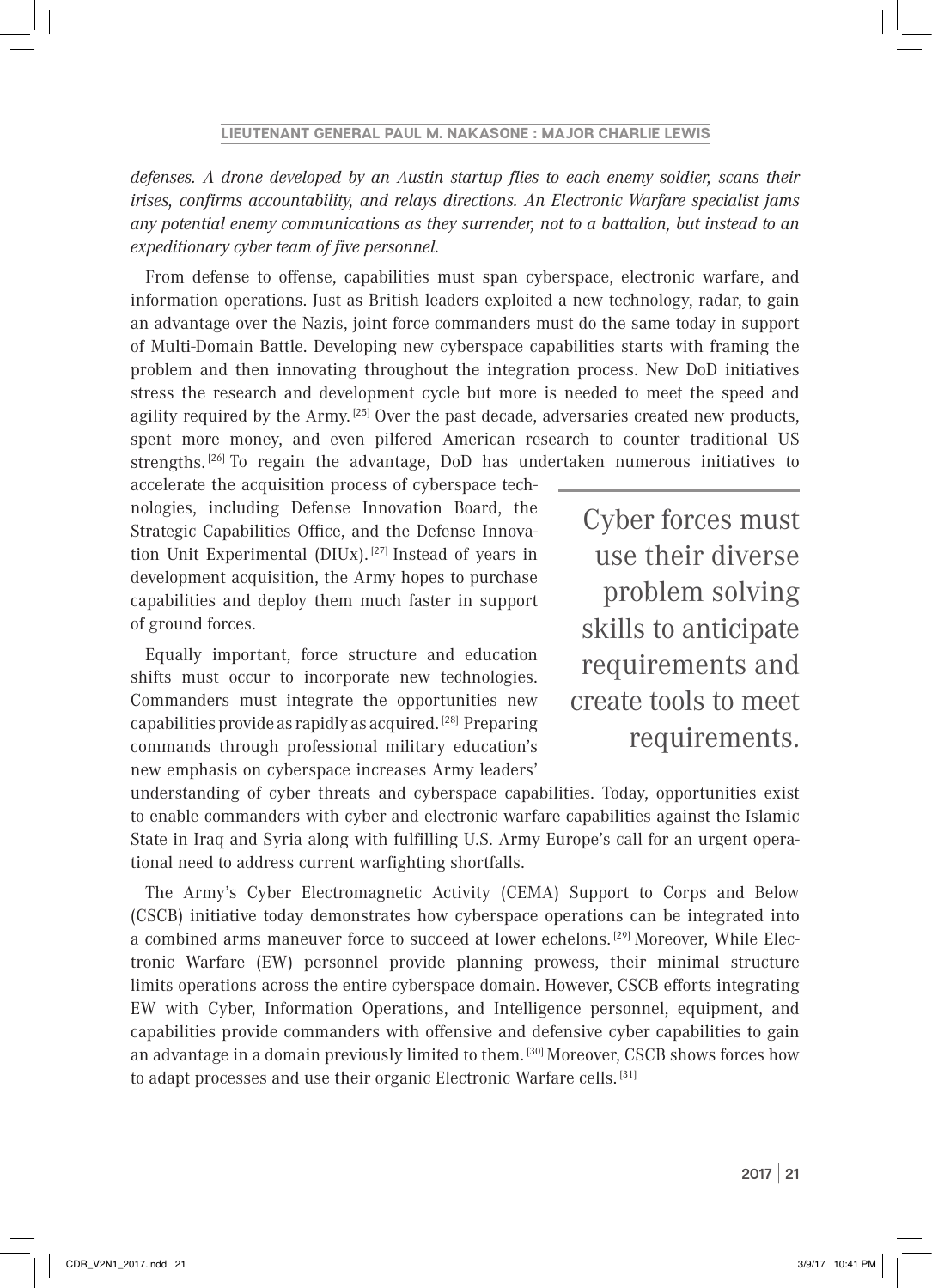*defenses. A drone developed by an Austin startup flies to each enemy soldier, scans their irises, confirms accountability, and relays directions. An Electronic Warfare specialist jams any potential enemy communications as they surrender, not to a battalion, but instead to an expeditionary cyber team of five personnel.*

From defense to offense, capabilities must span cyberspace, electronic warfare, and information operations. Just as British leaders exploited a new technology, radar, to gain an advantage over the Nazis, joint force commanders must do the same today in support of Multi-Domain Battle. Developing new cyberspace capabilities starts with framing the problem and then innovating throughout the integration process. New DoD initiatives stress the research and development cycle but more is needed to meet the speed and agility required by the Army.[25] Over the past decade, adversaries created new products, spent more money, and even pilfered American research to counter traditional US strengths.[26] To regain the advantage, DoD has undertaken numerous initiatives to accelerate the acquisition process of cyberspace technologies, including Defense Innovation Board, the Strategic Capabilities Office, and the Defense Innovation Unit Experimental (DIUx).[27] Instead of years in development acquisition, the Army hopes to purchase capabilities and deploy them much faster in support of ground forces.

> Cyber forces must use their diverse problem solving skills to anticipate requirements and create tools to meet requirements.

Equally important, force structure and education shifts must occur to incorporate new technologies. Commanders must integrate the opportunities new capabilities provide as rapidly as acquired.[28] Preparing commands through professional military education's new emphasis on cyberspace increases Army leaders' understanding of cyber threats and cyberspace capabilities. Today, opportunities exist to enable commanders with cyber and electronic warfare capabilities against the Islamic State in Iraq and Syria along with fulfilling U.S. Army Europe's call for an urgent operational need to address current warfighting shortfalls.

The Army's Cyber Electromagnetic Activity (CEMA) Support to Corps and Below (CSCB) initiative today demonstrates how cyberspace operations can be integrated into a combined arms maneuver force to succeed at lower echelons.[29] Moreover, While Electronic Warfare (EW) personnel provide planning prowess, their minimal structure limits operations across the entire cyberspace domain. However, CSCB efforts integrating EW with Cyber, Information Operations, and Intelligence personnel, equipment, and capabilities provide commanders with offensive and defensive cyber capabilities to gain an advantage in a domain previously limited to them.[30] Moreover, CSCB shows forces how to adapt processes and use their organic Electronic Warfare cells.[31]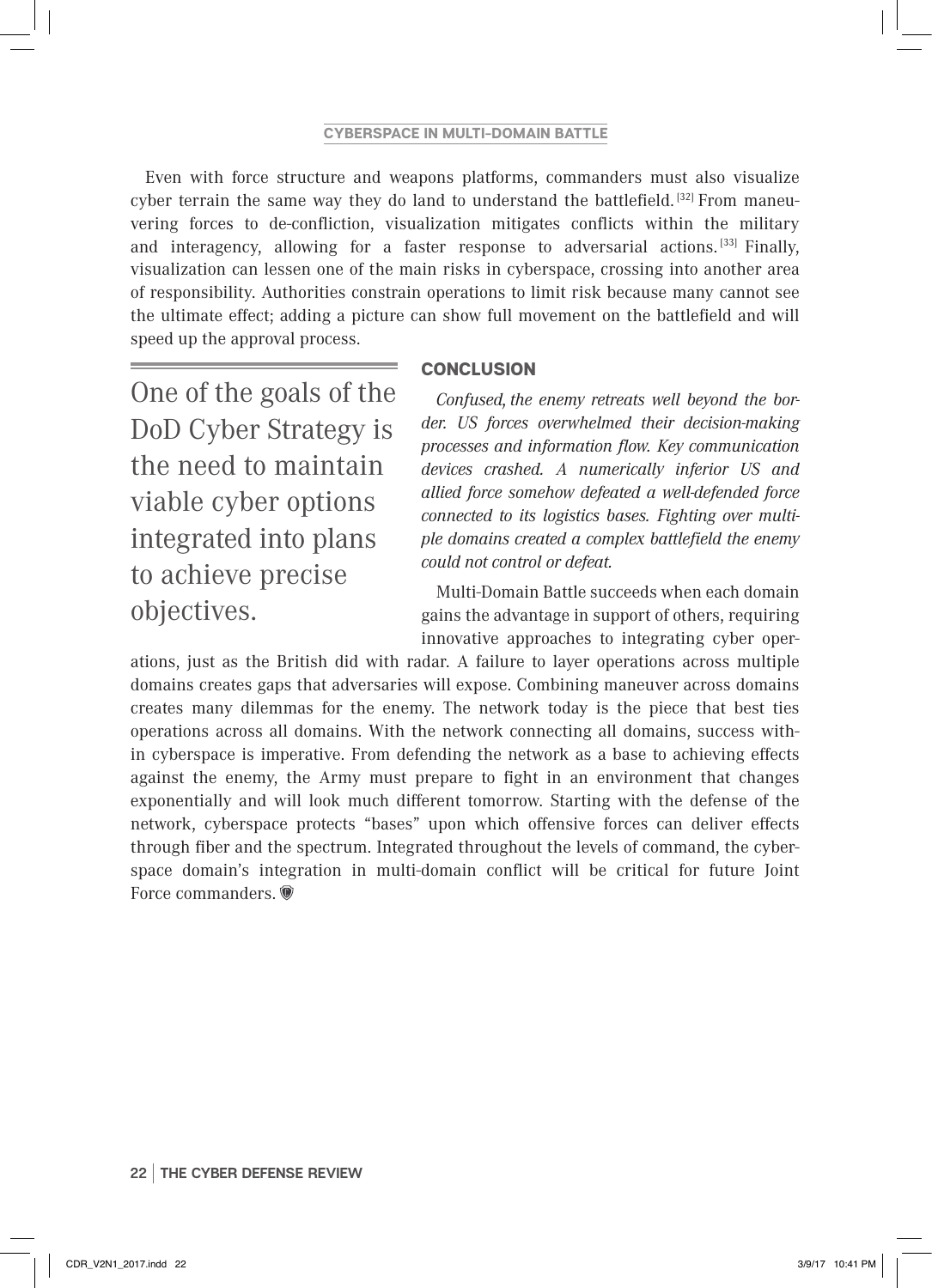Even with force structure and weapons platforms, commanders must also visualize cyber terrain the same way they do land to understand the battlefield.[32] From maneuvering forces to de-confliction, visualization mitigates conflicts within the military and interagency, allowing for a faster response to adversarial actions.[33] Finally, visualization can lessen one of the main risks in cyberspace, crossing into another area of responsibility. Authorities constrain operations to limit risk because many cannot see the ultimate effect; adding a picture can show full movement on the battlefield and will speed up the approval process.

> One of the goals of the DoD Cyber Strategy is the need to maintain viable cyber options integrated into plans to achieve precise objectives.

## CONCLUSION

*Confused, the enemy retreats well beyond the border. US forces overwhelmed their decision-making processes and information flow. Key communication devices crashed. A numerically inferior US and allied force somehow defeated a well-defended force connected to its logistics bases. Fighting over multiple domains created a complex battlefield the enemy could not control or defeat.*

Multi-Domain Battle succeeds when each domain gains the advantage in support of others, requiring innovative approaches to integrating cyber operations, just as the British did with radar. A failure to layer operations across multiple domains creates gaps that adversaries will expose. Combining maneuver across domains creates many dilemmas for the enemy. The network today is the piece that best ties operations across all domains. With the network connecting all domains, success within cyberspace is imperative. From defending the network as a base to achieving effects against the enemy, the Army must prepare to fight in an environment that changes exponentially and will look much different tomorrow. Starting with the defense of the network, cyberspace protects "bases" upon which offensive forces can deliver effects through fiber and the spectrum. Integrated throughout the levels of command, the cyberspace domain's integration in multi-domain conflict will be critical for future Joint Force commanders.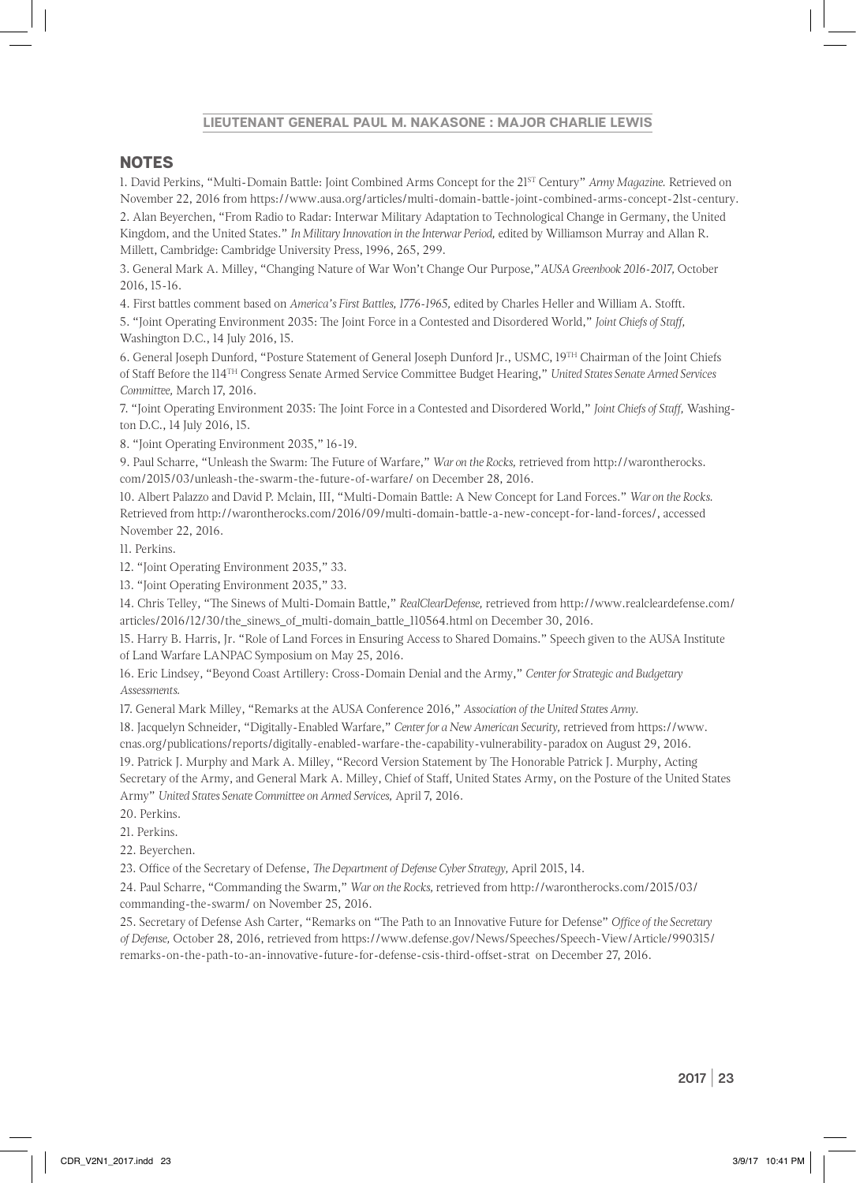## NOTES

1. David Perkins, "Multi-Domain Battle: Joint Combined Arms Concept for the 21ST Century" *Army Magazine.* Retrieved on November 22, 2016 from https://www.ausa.org/articles/multi-domain-battle-joint-combined-arms-concept-21st-century.

2. Alan Beyerchen, "From Radio to Radar: Interwar Military Adaptation to Technological Change in Germany, the United Kingdom, and the United States." *In Military Innovation in the Interwar Period,* edited by Williamson Murray and Allan R. Millett, Cambridge: Cambridge University Press, 1996, 265, 299.

3. General Mark A. Milley, "Changing Nature of War Won't Change Our Purpose," *AUSA Greenbook 2016-2017,* October 2016, 15-16.

4. First battles comment based on *America's First Battles, 1776-1965,* edited by Charles Heller and William A. Stofft.

5. "Joint Operating Environment 2035: The Joint Force in a Contested and Disordered World," *Joint Chiefs of Staff,* Washington D.C., 14 July 2016, 15.

6. General Joseph Dunford, "Posture Statement of General Joseph Dunford Jr., USMC, 19TH Chairman of the Joint Chiefs of Staff Before the 114TH Congress Senate Armed Service Committee Budget Hearing," *United States Senate Armed Services Committee,* March 17, 2016.

7. "Joint Operating Environment 2035: The Joint Force in a Contested and Disordered World," *Joint Chiefs of Staff,* Washington D.C., 14 July 2016, 15.

8. "Joint Operating Environment 2035," 16-19.

9. Paul Scharre, "Unleash the Swarm: The Future of Warfare," *War on the Rocks,* retrieved from http://warontherocks.com/2015/03/unleash-the-swarm-the-future-of-warfare/ on December 28, 2016.

10. Albert Palazzo and David P. Mclain, III, "Multi-Domain Battle: A New Concept for Land Forces." *War on the Rocks.* Retrieved from http://warontherocks.com/2016/09/multi-domain-battle-a-new-concept-for-land-forces/, accessed November 22, 2016.

11. Perkins.

12. "Joint Operating Environment 2035," 33.

13. "Joint Operating Environment 2035," 33.

14. Chris Telley, "The Sinews of Multi-Domain Battle," *RealClearDefense,* retrieved from http://www.realcleardefense.com/articles/2016/12/30/the_sinews_of_multi-domain_battle_110564.html on December 30, 2016.

15. Harry B. Harris, Jr. "Role of Land Forces in Ensuring Access to Shared Domains." Speech given to the AUSA Institute of Land Warfare LANPAC Symposium on May 25, 2016.

16. Eric Lindsey, "Beyond Coast Artillery: Cross-Domain Denial and the Army," *Center for Strategic and Budgetary Assessments.*

17. General Mark Milley, "Remarks at the AUSA Conference 2016," *Association of the United States Army.*

18. Jacquelyn Schneider, "Digitally-Enabled Warfare," *Center for a New American Security,* retrieved from https://www.cnas.org/publications/reports/digitally-enabled-warfare-the-capability-vulnerability-paradox on August 29, 2016.

19. Patrick J. Murphy and Mark A. Milley, "Record Version Statement by The Honorable Patrick J. Murphy, Acting Secretary of the Army, and General Mark A. Milley, Chief of Staff, United States Army, on the Posture of the United States Army" *United States Senate Committee on Armed Services,* April 7, 2016.

20. Perkins.

21. Perkins.

22. Beyerchen.

23. Office of the Secretary of Defense, *The Department of Defense Cyber Strategy,* April 2015, 14.

24. Paul Scharre, "Commanding the Swarm," *War on the Rocks,* retrieved from http://warontherocks.com/2015/03/commanding-the-swarm/ on November 25, 2016.

25. Secretary of Defense Ash Carter, "Remarks on "The Path to an Innovative Future for Defense" *Office of the Secretary of Defense,* October 28, 2016, retrieved from https://www.defense.gov/News/Speeches/Speech-View/Article/990315/remarks-on-the-path-to-an-innovative-future-for-defense-csis-third-offset-strat on December 27, 2016.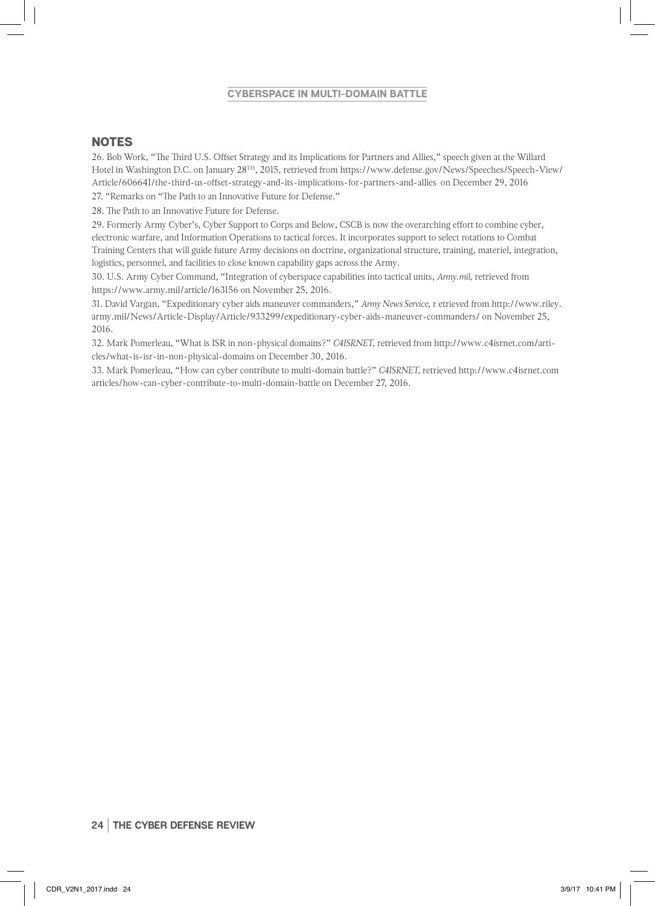## NOTES

26. Bob Work, "The Third U.S. Offset Strategy and its Implications for Partners and Allies," speech given at the Willard Hotel in Washington D.C. on January 28TH, 2015, retrieved from https://www.defense.gov/News/Speeches/Speech-View/Article/606641/the-third-us-offset-strategy-and-its-implications-for-partners-and-allies on December 29, 2016

27. "Remarks on "The Path to an Innovative Future for Defense."

28. The Path to an Innovative Future for Defense.

29. Formerly Army Cyber's, Cyber Support to Corps and Below, CSCB is now the overarching effort to combine cyber, electronic warfare, and Information Operations to tactical forces. It incorporates support to select rotations to Combat Training Centers that will guide future Army decisions on doctrine, organizational structure, training, materiel, integration, logistics, personnel, and facilities to close known capability gaps across the Army.

30. U.S. Army Cyber Command, "Integration of cyberspace capabilities into tactical units, *Army.mil,* retrieved from https://www.army.mil/article/163156 on November 25, 2016.

31. David Vargan, "Expeditionary cyber aids maneuver commanders," *Army News Service,* r etrieved from http://www.riley.army.mil/News/Article-Display/Article/933299/expeditionary-cyber-aids-maneuver-commanders/ on November 25, 2016.

32. Mark Pomerleau, "What is ISR in non-physical domains?" *C4ISRNET,* retrieved from http://www.c4isrnet.com/articles/what-is-isr-in-non-physical-domains on December 30, 2016.

33. Mark Pomerleau, "How can cyber contribute to multi-domain battle?" *C4ISRNET,* retrieved http://www.c4isrnet.com articles/how-can-cyber-contribute-to-multi-domain-battle on December 27, 2016.